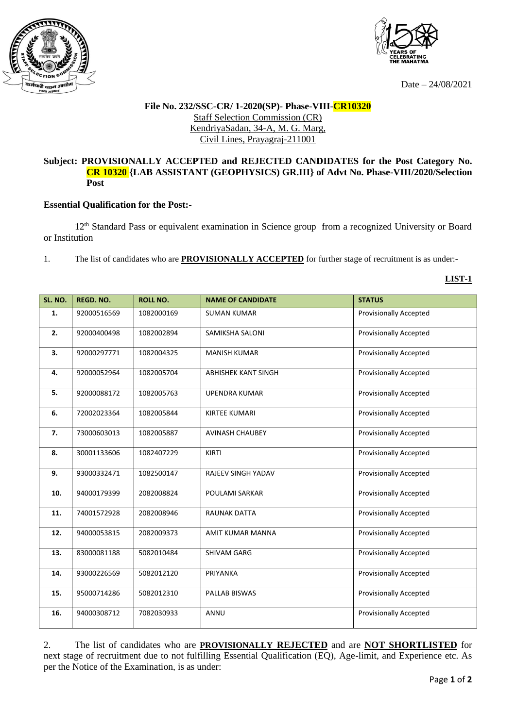Date – 24/08/2021

**File No. 232/SSC-CR/ 1-2020(SP)- Phase-VIII-CR10320**

Staff Selection Commission (CR)
KendriyaSadan, 34-A, M. G. Marg,
Civil Lines, Prayagraj-211001

**Subject: PROVISIONALLY ACCEPTED and REJECTED CANDIDATES for the Post Category No. CR 10320 {LAB ASSISTANT (GEOPHYSICS) GR.III} of Advt No. Phase-VIII/2020/Selection Post**

**Essential Qualification for the Post:-**

12th Standard Pass or equivalent examination in Science group from a recognized University or Board or Institution

1. The list of candidates who are **PROVISIONALLY ACCEPTED** for further stage of recruitment is as under:-

**LIST-1**

| SL. NO. | REGD. NO. | ROLL NO. | NAME OF CANDIDATE | STATUS |
|---|---|---|---|---|
| 1. | 92000516569 | 1082000169 | SUMAN KUMAR | Provisionally Accepted |
| 2. | 92000400498 | 1082002894 | SAMIKSHA SALONI | Provisionally Accepted |
| 3. | 92000297771 | 1082004325 | MANISH KUMAR | Provisionally Accepted |
| 4. | 92000052964 | 1082005704 | ABHISHEK KANT SINGH | Provisionally Accepted |
| 5. | 92000088172 | 1082005763 | UPENDRA KUMAR | Provisionally Accepted |
| 6. | 72002023364 | 1082005844 | KIRTEE KUMARI | Provisionally Accepted |
| 7. | 73000603013 | 1082005887 | AVINASH CHAUBEY | Provisionally Accepted |
| 8. | 30001133606 | 1082407229 | KIRTI | Provisionally Accepted |
| 9. | 93000332471 | 1082500147 | RAJEEV SINGH YADAV | Provisionally Accepted |
| 10. | 94000179399 | 2082008824 | POULAMI SARKAR | Provisionally Accepted |
| 11. | 74001572928 | 2082008946 | RAUNAK DATTA | Provisionally Accepted |
| 12. | 94000053815 | 2082009373 | AMIT KUMAR MANNA | Provisionally Accepted |
| 13. | 83000081188 | 5082010484 | SHIVAM GARG | Provisionally Accepted |
| 14. | 93000226569 | 5082012120 | PRIYANKA | Provisionally Accepted |
| 15. | 95000714286 | 5082012310 | PALLAB BISWAS | Provisionally Accepted |
| 16. | 94000308712 | 7082030933 | ANNU | Provisionally Accepted |

2. The list of candidates who are **PROVISIONALLY REJECTED** and are **NOT SHORTLISTED** for next stage of recruitment due to not fulfilling Essential Qualification (EQ), Age-limit, and Experience etc. As per the Notice of the Examination, is as under: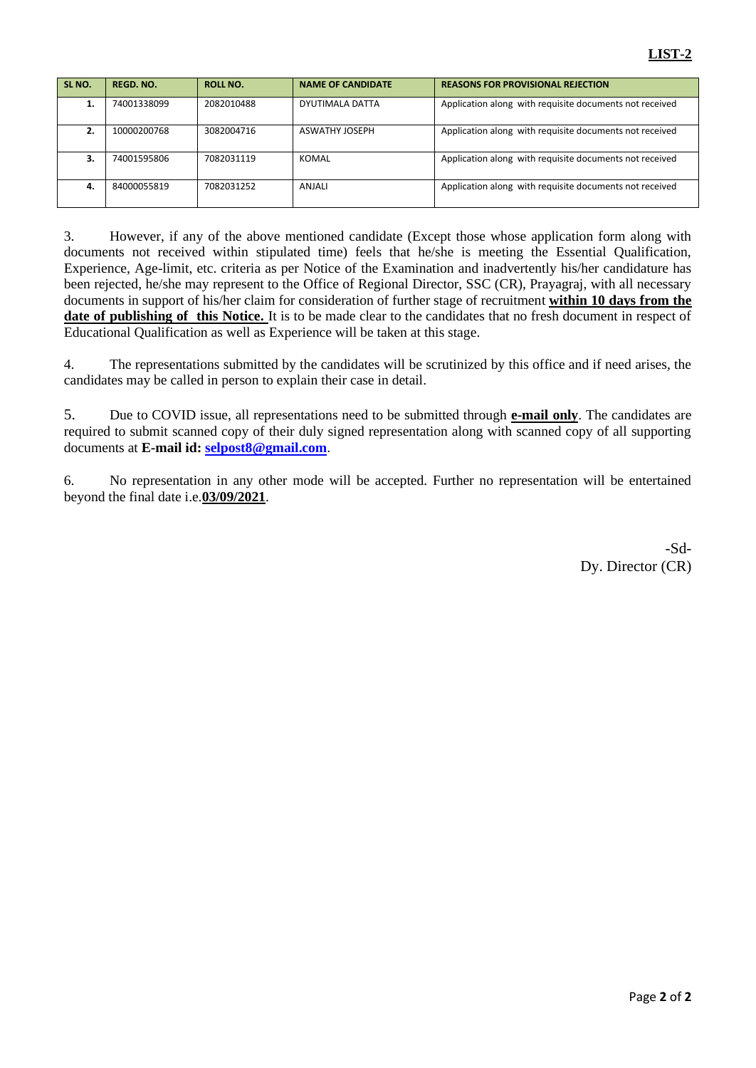**LIST-2**

| SL NO. | REGD. NO. | ROLL NO. | NAME OF CANDIDATE | REASONS FOR PROVISIONAL REJECTION |
|---|---|---|---|---|
| 1. | 74001338099 | 2082010488 | DYUTIMALA DATTA | Application along with requisite documents not received |
| 2. | 10000200768 | 3082004716 | ASWATHY JOSEPH | Application along with requisite documents not received |
| 3. | 74001595806 | 7082031119 | KOMAL | Application along with requisite documents not received |
| 4. | 84000055819 | 7082031252 | ANJALI | Application along with requisite documents not received |

3. However, if any of the above mentioned candidate (Except those whose application form along with documents not received within stipulated time) feels that he/she is meeting the Essential Qualification, Experience, Age-limit, etc. criteria as per Notice of the Examination and inadvertently his/her candidature has been rejected, he/she may represent to the Office of Regional Director, SSC (CR), Prayagraj, with all necessary documents in support of his/her claim for consideration of further stage of recruitment **within 10 days from the date of publishing of this Notice.** It is to be made clear to the candidates that no fresh document in respect of Educational Qualification as well as Experience will be taken at this stage.

4. The representations submitted by the candidates will be scrutinized by this office and if need arises, the candidates may be called in person to explain their case in detail.

5. Due to COVID issue, all representations need to be submitted through **e-mail only**. The candidates are required to submit scanned copy of their duly signed representation along with scanned copy of all supporting documents at **E-mail id: selpost8@gmail.com**.

6. No representation in any other mode will be accepted. Further no representation will be entertained beyond the final date i.e.**03/09/2021**.

-Sd-
Dy. Director (CR)